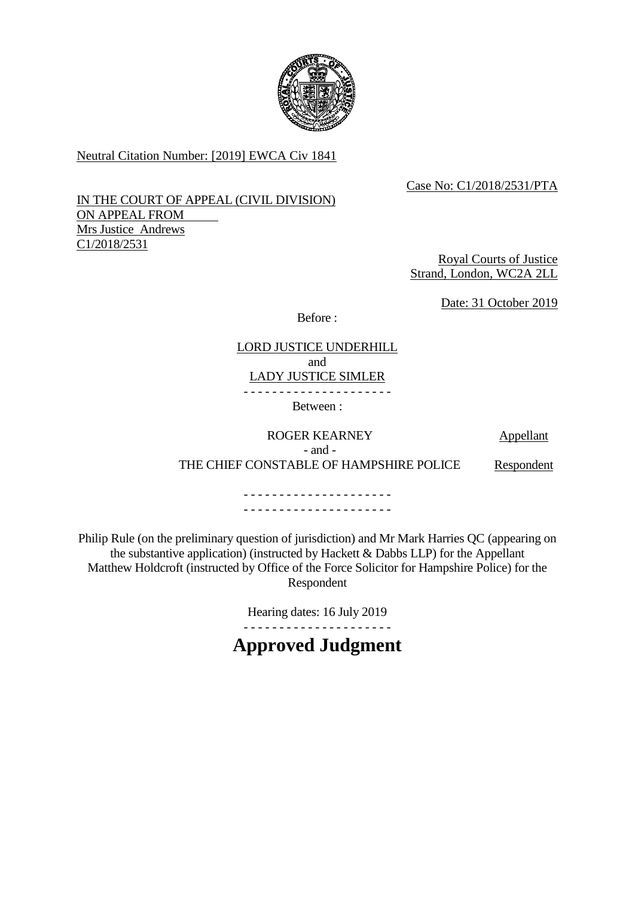Neutral Citation Number: [2019] EWCA Civ 1841

Case No: C1/2018/2531/PTA

IN THE COURT OF APPEAL (CIVIL DIVISION)
ON APPEAL FROM
Mrs Justice Andrews
C1/2018/2531

Royal Courts of Justice
Strand, London, WC2A 2LL

Date: 31 October 2019

Before :

LORD JUSTICE UNDERHILL
and
LADY JUSTICE SIMLER

- - - - - - - - - - - - - - - - - - - - -

Between :

| | | |
|---|---|---|
| ROGER KEARNEY | | Appellant |
| - and - | | |
| THE CHIEF CONSTABLE OF HAMPSHIRE POLICE | | Respondent |

- - - - - - - - - - - - - - - - - - - - -
- - - - - - - - - - - - - - - - - - - - -

Philip Rule (on the preliminary question of jurisdiction) and Mr Mark Harries QC (appearing on the substantive application) (instructed by Hackett & Dabbs LLP) for the Appellant
Matthew Holdcroft (instructed by Office of the Force Solicitor for Hampshire Police) for the Respondent

Hearing dates: 16 July 2019

- - - - - - - - - - - - - - - - - - - - -

# Approved Judgment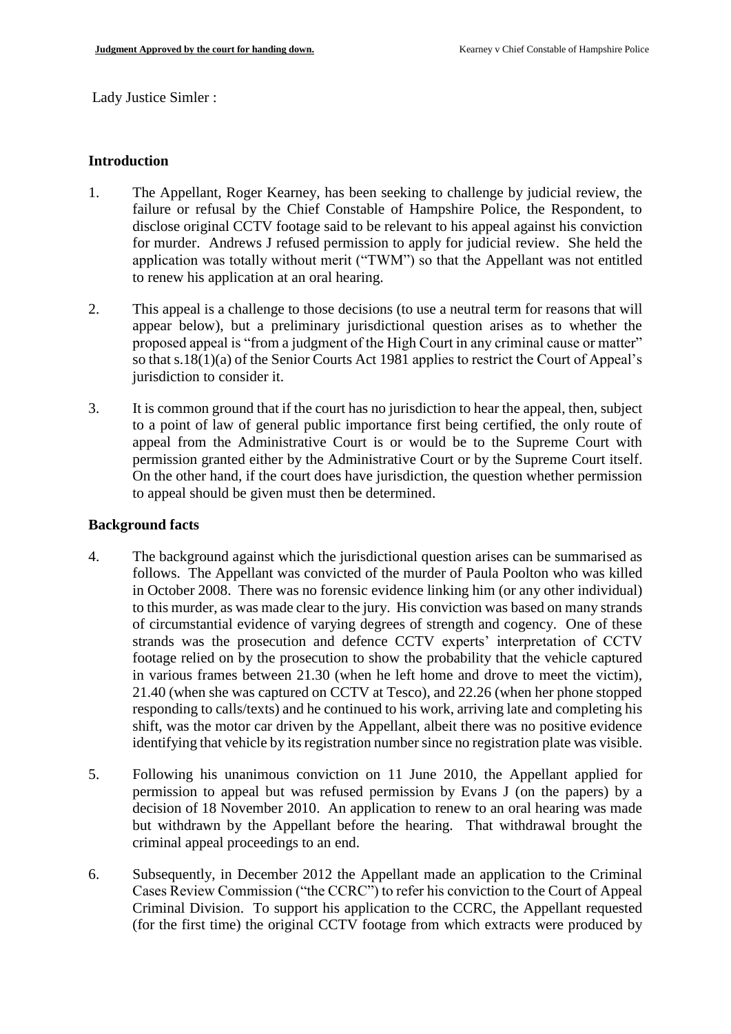Lady Justice Simler :

## Introduction

1. The Appellant, Roger Kearney, has been seeking to challenge by judicial review, the failure or refusal by the Chief Constable of Hampshire Police, the Respondent, to disclose original CCTV footage said to be relevant to his appeal against his conviction for murder. Andrews J refused permission to apply for judicial review. She held the application was totally without merit ("TWM") so that the Appellant was not entitled to renew his application at an oral hearing.

2. This appeal is a challenge to those decisions (to use a neutral term for reasons that will appear below), but a preliminary jurisdictional question arises as to whether the proposed appeal is "from a judgment of the High Court in any criminal cause or matter" so that s.18(1)(a) of the Senior Courts Act 1981 applies to restrict the Court of Appeal's jurisdiction to consider it.

3. It is common ground that if the court has no jurisdiction to hear the appeal, then, subject to a point of law of general public importance first being certified, the only route of appeal from the Administrative Court is or would be to the Supreme Court with permission granted either by the Administrative Court or by the Supreme Court itself. On the other hand, if the court does have jurisdiction, the question whether permission to appeal should be given must then be determined.

## Background facts

4. The background against which the jurisdictional question arises can be summarised as follows. The Appellant was convicted of the murder of Paula Poolton who was killed in October 2008. There was no forensic evidence linking him (or any other individual) to this murder, as was made clear to the jury. His conviction was based on many strands of circumstantial evidence of varying degrees of strength and cogency. One of these strands was the prosecution and defence CCTV experts' interpretation of CCTV footage relied on by the prosecution to show the probability that the vehicle captured in various frames between 21.30 (when he left home and drove to meet the victim), 21.40 (when she was captured on CCTV at Tesco), and 22.26 (when her phone stopped responding to calls/texts) and he continued to his work, arriving late and completing his shift, was the motor car driven by the Appellant, albeit there was no positive evidence identifying that vehicle by its registration number since no registration plate was visible.

5. Following his unanimous conviction on 11 June 2010, the Appellant applied for permission to appeal but was refused permission by Evans J (on the papers) by a decision of 18 November 2010. An application to renew to an oral hearing was made but withdrawn by the Appellant before the hearing. That withdrawal brought the criminal appeal proceedings to an end.

6. Subsequently, in December 2012 the Appellant made an application to the Criminal Cases Review Commission ("the CCRC") to refer his conviction to the Court of Appeal Criminal Division. To support his application to the CCRC, the Appellant requested (for the first time) the original CCTV footage from which extracts were produced by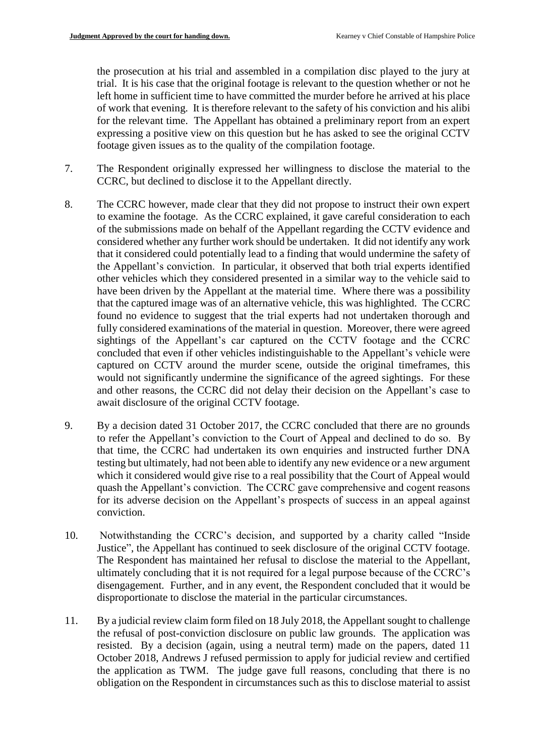the prosecution at his trial and assembled in a compilation disc played to the jury at trial. It is his case that the original footage is relevant to the question whether or not he left home in sufficient time to have committed the murder before he arrived at his place of work that evening. It is therefore relevant to the safety of his conviction and his alibi for the relevant time. The Appellant has obtained a preliminary report from an expert expressing a positive view on this question but he has asked to see the original CCTV footage given issues as to the quality of the compilation footage.

7. The Respondent originally expressed her willingness to disclose the material to the CCRC, but declined to disclose it to the Appellant directly.

8. The CCRC however, made clear that they did not propose to instruct their own expert to examine the footage. As the CCRC explained, it gave careful consideration to each of the submissions made on behalf of the Appellant regarding the CCTV evidence and considered whether any further work should be undertaken. It did not identify any work that it considered could potentially lead to a finding that would undermine the safety of the Appellant's conviction. In particular, it observed that both trial experts identified other vehicles which they considered presented in a similar way to the vehicle said to have been driven by the Appellant at the material time. Where there was a possibility that the captured image was of an alternative vehicle, this was highlighted. The CCRC found no evidence to suggest that the trial experts had not undertaken thorough and fully considered examinations of the material in question. Moreover, there were agreed sightings of the Appellant's car captured on the CCTV footage and the CCRC concluded that even if other vehicles indistinguishable to the Appellant's vehicle were captured on CCTV around the murder scene, outside the original timeframes, this would not significantly undermine the significance of the agreed sightings. For these and other reasons, the CCRC did not delay their decision on the Appellant's case to await disclosure of the original CCTV footage.

9. By a decision dated 31 October 2017, the CCRC concluded that there are no grounds to refer the Appellant's conviction to the Court of Appeal and declined to do so. By that time, the CCRC had undertaken its own enquiries and instructed further DNA testing but ultimately, had not been able to identify any new evidence or a new argument which it considered would give rise to a real possibility that the Court of Appeal would quash the Appellant's conviction. The CCRC gave comprehensive and cogent reasons for its adverse decision on the Appellant's prospects of success in an appeal against conviction.

10. Notwithstanding the CCRC's decision, and supported by a charity called "Inside Justice", the Appellant has continued to seek disclosure of the original CCTV footage. The Respondent has maintained her refusal to disclose the material to the Appellant, ultimately concluding that it is not required for a legal purpose because of the CCRC's disengagement. Further, and in any event, the Respondent concluded that it would be disproportionate to disclose the material in the particular circumstances.

11. By a judicial review claim form filed on 18 July 2018, the Appellant sought to challenge the refusal of post-conviction disclosure on public law grounds. The application was resisted. By a decision (again, using a neutral term) made on the papers, dated 11 October 2018, Andrews J refused permission to apply for judicial review and certified the application as TWM. The judge gave full reasons, concluding that there is no obligation on the Respondent in circumstances such as this to disclose material to assist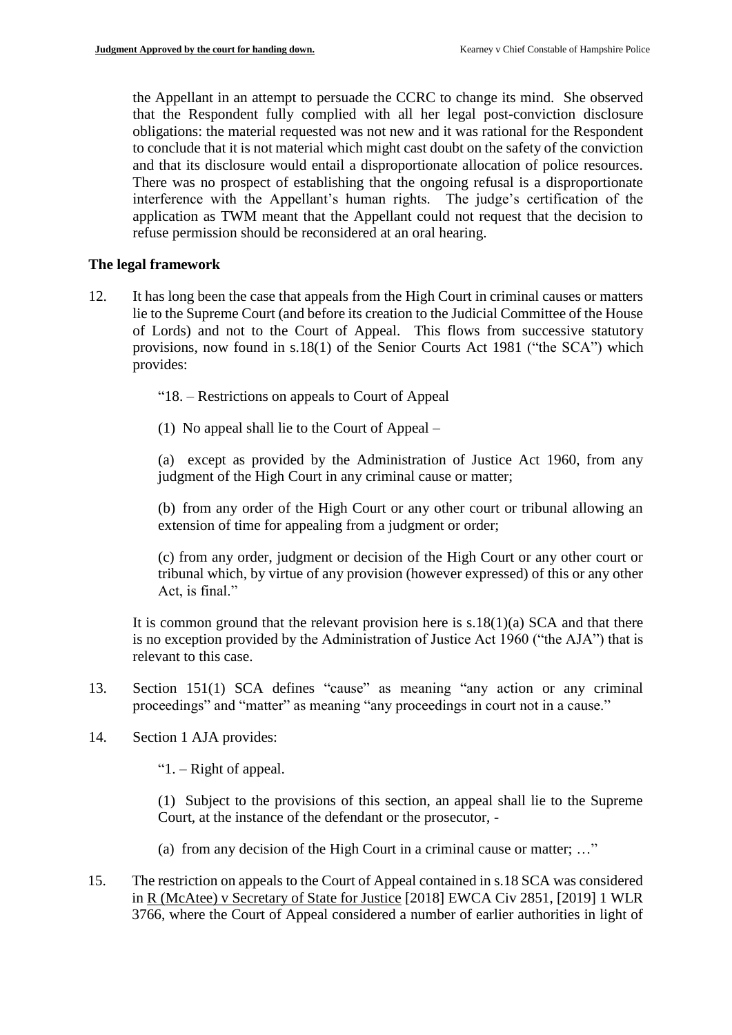the Appellant in an attempt to persuade the CCRC to change its mind. She observed that the Respondent fully complied with all her legal post-conviction disclosure obligations: the material requested was not new and it was rational for the Respondent to conclude that it is not material which might cast doubt on the safety of the conviction and that its disclosure would entail a disproportionate allocation of police resources. There was no prospect of establishing that the ongoing refusal is a disproportionate interference with the Appellant's human rights. The judge's certification of the application as TWM meant that the Appellant could not request that the decision to refuse permission should be reconsidered at an oral hearing.

## The legal framework

12. It has long been the case that appeals from the High Court in criminal causes or matters lie to the Supreme Court (and before its creation to the Judicial Committee of the House of Lords) and not to the Court of Appeal. This flows from successive statutory provisions, now found in s.18(1) of the Senior Courts Act 1981 ("the SCA") which provides:

    "18. – Restrictions on appeals to Court of Appeal

    (1) No appeal shall lie to the Court of Appeal –

    (a) except as provided by the Administration of Justice Act 1960, from any judgment of the High Court in any criminal cause or matter;

    (b) from any order of the High Court or any other court or tribunal allowing an extension of time for appealing from a judgment or order;

    (c) from any order, judgment or decision of the High Court or any other court or tribunal which, by virtue of any provision (however expressed) of this or any other Act, is final."

    It is common ground that the relevant provision here is s.18(1)(a) SCA and that there is no exception provided by the Administration of Justice Act 1960 ("the AJA") that is relevant to this case.

13. Section 151(1) SCA defines "cause" as meaning "any action or any criminal proceedings" and "matter" as meaning "any proceedings in court not in a cause."

14. Section 1 AJA provides:

    "1. – Right of appeal.

    (1) Subject to the provisions of this section, an appeal shall lie to the Supreme Court, at the instance of the defendant or the prosecutor, -

    (a) from any decision of the High Court in a criminal cause or matter; …"

15. The restriction on appeals to the Court of Appeal contained in s.18 SCA was considered in R (McAtee) v Secretary of State for Justice [2018] EWCA Civ 2851, [2019] 1 WLR 3766, where the Court of Appeal considered a number of earlier authorities in light of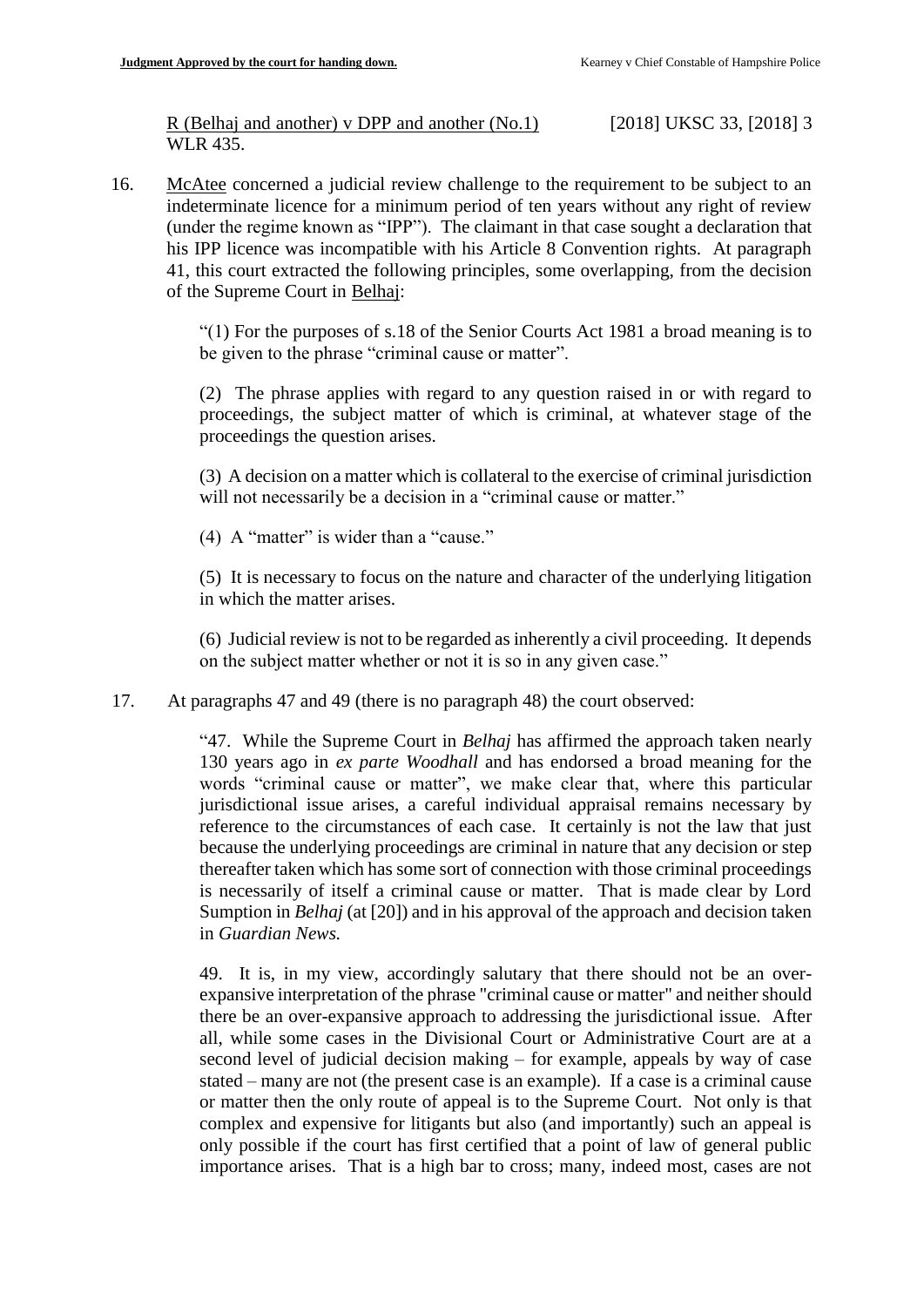R (Belhaj and another) v DPP and another (No.1) [2018] UKSC 33, [2018] 3 WLR 435.

16. McAtee concerned a judicial review challenge to the requirement to be subject to an indeterminate licence for a minimum period of ten years without any right of review (under the regime known as "IPP"). The claimant in that case sought a declaration that his IPP licence was incompatible with his Article 8 Convention rights. At paragraph 41, this court extracted the following principles, some overlapping, from the decision of the Supreme Court in Belhaj:

> "(1) For the purposes of s.18 of the Senior Courts Act 1981 a broad meaning is to be given to the phrase "criminal cause or matter".
>
> (2) The phrase applies with regard to any question raised in or with regard to proceedings, the subject matter of which is criminal, at whatever stage of the proceedings the question arises.
>
> (3) A decision on a matter which is collateral to the exercise of criminal jurisdiction will not necessarily be a decision in a "criminal cause or matter."
>
> (4) A "matter" is wider than a "cause."
>
> (5) It is necessary to focus on the nature and character of the underlying litigation in which the matter arises.
>
> (6) Judicial review is not to be regarded as inherently a civil proceeding. It depends on the subject matter whether or not it is so in any given case."

17. At paragraphs 47 and 49 (there is no paragraph 48) the court observed:

> "47. While the Supreme Court in *Belhaj* has affirmed the approach taken nearly 130 years ago in *ex parte Woodhall* and has endorsed a broad meaning for the words "criminal cause or matter", we make clear that, where this particular jurisdictional issue arises, a careful individual appraisal remains necessary by reference to the circumstances of each case. It certainly is not the law that just because the underlying proceedings are criminal in nature that any decision or step thereafter taken which has some sort of connection with those criminal proceedings is necessarily of itself a criminal cause or matter. That is made clear by Lord Sumption in *Belhaj* (at [20]) and in his approval of the approach and decision taken in *Guardian News.*
>
> 49. It is, in my view, accordingly salutary that there should not be an over-expansive interpretation of the phrase "criminal cause or matter" and neither should there be an over-expansive approach to addressing the jurisdictional issue. After all, while some cases in the Divisional Court or Administrative Court are at a second level of judicial decision making – for example, appeals by way of case stated – many are not (the present case is an example). If a case is a criminal cause or matter then the only route of appeal is to the Supreme Court. Not only is that complex and expensive for litigants but also (and importantly) such an appeal is only possible if the court has first certified that a point of law of general public importance arises. That is a high bar to cross; many, indeed most, cases are not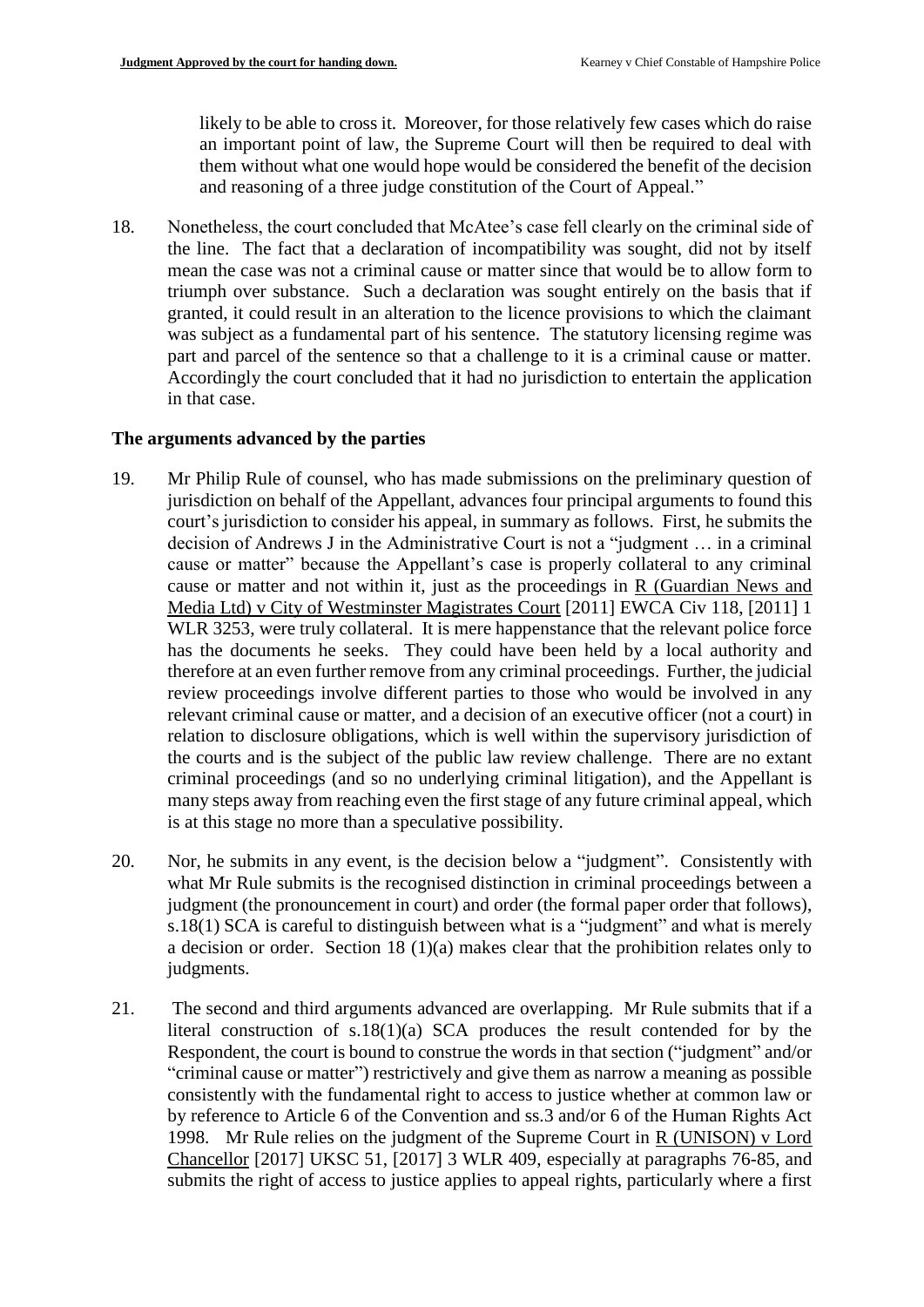likely to be able to cross it. Moreover, for those relatively few cases which do raise an important point of law, the Supreme Court will then be required to deal with them without what one would hope would be considered the benefit of the decision and reasoning of a three judge constitution of the Court of Appeal."

18. Nonetheless, the court concluded that McAtee's case fell clearly on the criminal side of the line. The fact that a declaration of incompatibility was sought, did not by itself mean the case was not a criminal cause or matter since that would be to allow form to triumph over substance. Such a declaration was sought entirely on the basis that if granted, it could result in an alteration to the licence provisions to which the claimant was subject as a fundamental part of his sentence. The statutory licensing regime was part and parcel of the sentence so that a challenge to it is a criminal cause or matter. Accordingly the court concluded that it had no jurisdiction to entertain the application in that case.

## The arguments advanced by the parties

19. Mr Philip Rule of counsel, who has made submissions on the preliminary question of jurisdiction on behalf of the Appellant, advances four principal arguments to found this court's jurisdiction to consider his appeal, in summary as follows. First, he submits the decision of Andrews J in the Administrative Court is not a "judgment … in a criminal cause or matter" because the Appellant's case is properly collateral to any criminal cause or matter and not within it, just as the proceedings in R (Guardian News and Media Ltd) v City of Westminster Magistrates Court [2011] EWCA Civ 118, [2011] 1 WLR 3253, were truly collateral. It is mere happenstance that the relevant police force has the documents he seeks. They could have been held by a local authority and therefore at an even further remove from any criminal proceedings. Further, the judicial review proceedings involve different parties to those who would be involved in any relevant criminal cause or matter, and a decision of an executive officer (not a court) in relation to disclosure obligations, which is well within the supervisory jurisdiction of the courts and is the subject of the public law review challenge. There are no extant criminal proceedings (and so no underlying criminal litigation), and the Appellant is many steps away from reaching even the first stage of any future criminal appeal, which is at this stage no more than a speculative possibility.

20. Nor, he submits in any event, is the decision below a "judgment". Consistently with what Mr Rule submits is the recognised distinction in criminal proceedings between a judgment (the pronouncement in court) and order (the formal paper order that follows), s.18(1) SCA is careful to distinguish between what is a "judgment" and what is merely a decision or order. Section 18 (1)(a) makes clear that the prohibition relates only to judgments.

21. The second and third arguments advanced are overlapping. Mr Rule submits that if a literal construction of s.18(1)(a) SCA produces the result contended for by the Respondent, the court is bound to construe the words in that section ("judgment" and/or "criminal cause or matter") restrictively and give them as narrow a meaning as possible consistently with the fundamental right to access to justice whether at common law or by reference to Article 6 of the Convention and ss.3 and/or 6 of the Human Rights Act 1998. Mr Rule relies on the judgment of the Supreme Court in R (UNISON) v Lord Chancellor [2017] UKSC 51, [2017] 3 WLR 409, especially at paragraphs 76-85, and submits the right of access to justice applies to appeal rights, particularly where a first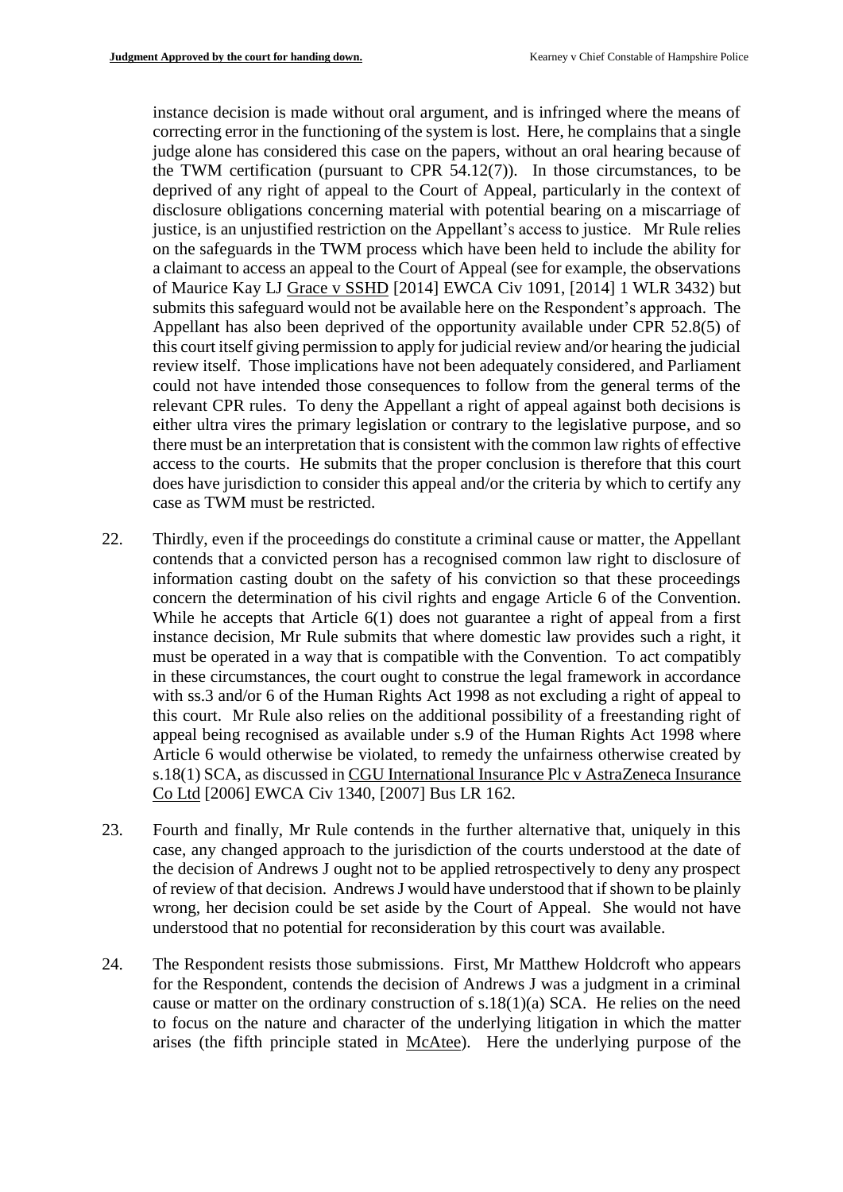instance decision is made without oral argument, and is infringed where the means of correcting error in the functioning of the system is lost. Here, he complains that a single judge alone has considered this case on the papers, without an oral hearing because of the TWM certification (pursuant to CPR 54.12(7)). In those circumstances, to be deprived of any right of appeal to the Court of Appeal, particularly in the context of disclosure obligations concerning material with potential bearing on a miscarriage of justice, is an unjustified restriction on the Appellant's access to justice. Mr Rule relies on the safeguards in the TWM process which have been held to include the ability for a claimant to access an appeal to the Court of Appeal (see for example, the observations of Maurice Kay LJ Grace v SSHD [2014] EWCA Civ 1091, [2014] 1 WLR 3432) but submits this safeguard would not be available here on the Respondent's approach. The Appellant has also been deprived of the opportunity available under CPR 52.8(5) of this court itself giving permission to apply for judicial review and/or hearing the judicial review itself. Those implications have not been adequately considered, and Parliament could not have intended those consequences to follow from the general terms of the relevant CPR rules. To deny the Appellant a right of appeal against both decisions is either ultra vires the primary legislation or contrary to the legislative purpose, and so there must be an interpretation that is consistent with the common law rights of effective access to the courts. He submits that the proper conclusion is therefore that this court does have jurisdiction to consider this appeal and/or the criteria by which to certify any case as TWM must be restricted.

22. Thirdly, even if the proceedings do constitute a criminal cause or matter, the Appellant contends that a convicted person has a recognised common law right to disclosure of information casting doubt on the safety of his conviction so that these proceedings concern the determination of his civil rights and engage Article 6 of the Convention. While he accepts that Article 6(1) does not guarantee a right of appeal from a first instance decision, Mr Rule submits that where domestic law provides such a right, it must be operated in a way that is compatible with the Convention. To act compatibly in these circumstances, the court ought to construe the legal framework in accordance with ss.3 and/or 6 of the Human Rights Act 1998 as not excluding a right of appeal to this court. Mr Rule also relies on the additional possibility of a freestanding right of appeal being recognised as available under s.9 of the Human Rights Act 1998 where Article 6 would otherwise be violated, to remedy the unfairness otherwise created by s.18(1) SCA, as discussed in CGU International Insurance Plc v AstraZeneca Insurance Co Ltd [2006] EWCA Civ 1340, [2007] Bus LR 162.

23. Fourth and finally, Mr Rule contends in the further alternative that, uniquely in this case, any changed approach to the jurisdiction of the courts understood at the date of the decision of Andrews J ought not to be applied retrospectively to deny any prospect of review of that decision. Andrews J would have understood that if shown to be plainly wrong, her decision could be set aside by the Court of Appeal. She would not have understood that no potential for reconsideration by this court was available.

24. The Respondent resists those submissions. First, Mr Matthew Holdcroft who appears for the Respondent, contends the decision of Andrews J was a judgment in a criminal cause or matter on the ordinary construction of s.18(1)(a) SCA. He relies on the need to focus on the nature and character of the underlying litigation in which the matter arises (the fifth principle stated in McAtee). Here the underlying purpose of the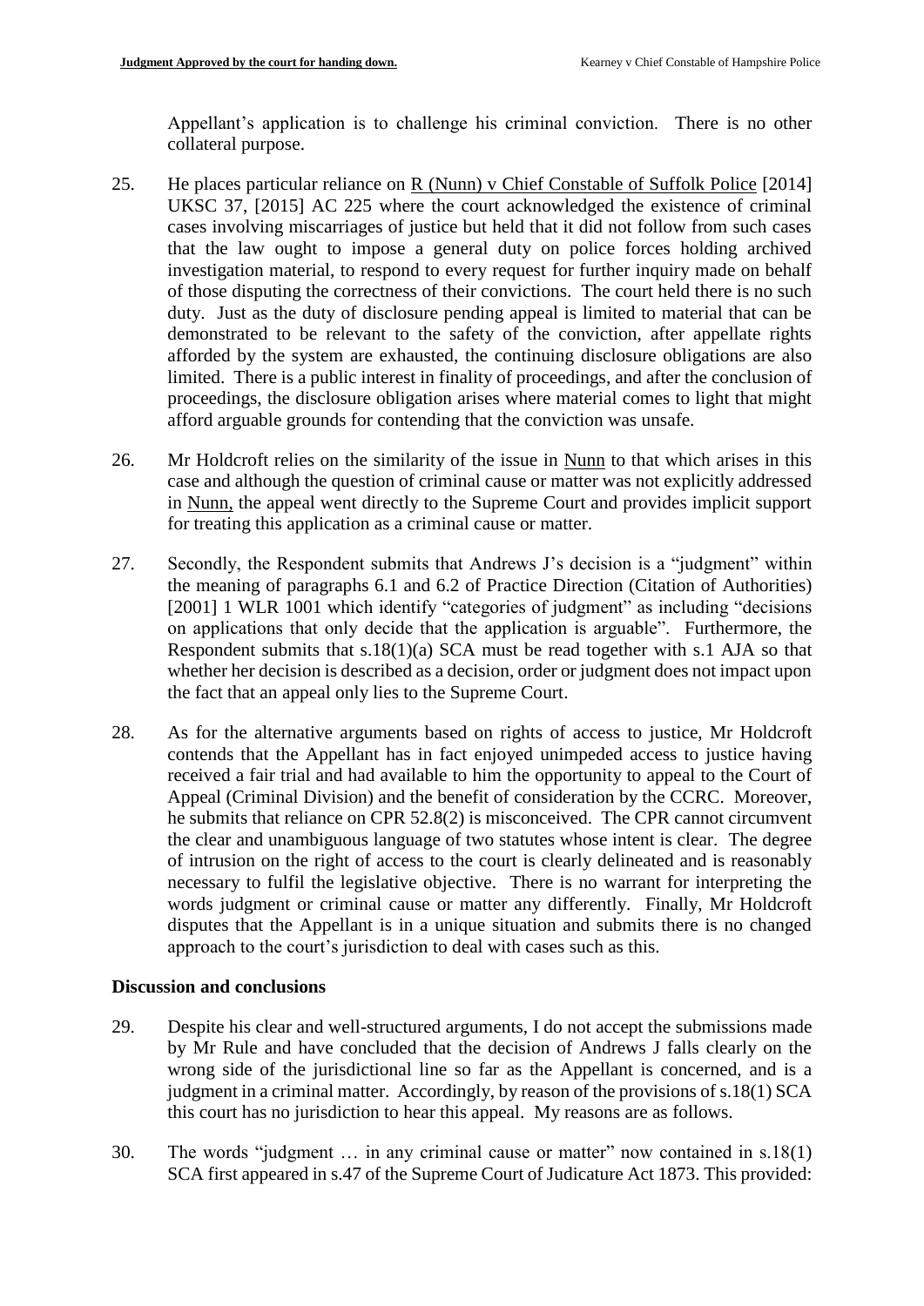Appellant's application is to challenge his criminal conviction. There is no other collateral purpose.

25. He places particular reliance on R (Nunn) v Chief Constable of Suffolk Police [2014] UKSC 37, [2015] AC 225 where the court acknowledged the existence of criminal cases involving miscarriages of justice but held that it did not follow from such cases that the law ought to impose a general duty on police forces holding archived investigation material, to respond to every request for further inquiry made on behalf of those disputing the correctness of their convictions. The court held there is no such duty. Just as the duty of disclosure pending appeal is limited to material that can be demonstrated to be relevant to the safety of the conviction, after appellate rights afforded by the system are exhausted, the continuing disclosure obligations are also limited. There is a public interest in finality of proceedings, and after the conclusion of proceedings, the disclosure obligation arises where material comes to light that might afford arguable grounds for contending that the conviction was unsafe.

26. Mr Holdcroft relies on the similarity of the issue in Nunn to that which arises in this case and although the question of criminal cause or matter was not explicitly addressed in Nunn, the appeal went directly to the Supreme Court and provides implicit support for treating this application as a criminal cause or matter.

27. Secondly, the Respondent submits that Andrews J's decision is a "judgment" within the meaning of paragraphs 6.1 and 6.2 of Practice Direction (Citation of Authorities) [2001] 1 WLR 1001 which identify "categories of judgment" as including "decisions on applications that only decide that the application is arguable". Furthermore, the Respondent submits that s.18(1)(a) SCA must be read together with s.1 AJA so that whether her decision is described as a decision, order or judgment does not impact upon the fact that an appeal only lies to the Supreme Court.

28. As for the alternative arguments based on rights of access to justice, Mr Holdcroft contends that the Appellant has in fact enjoyed unimpeded access to justice having received a fair trial and had available to him the opportunity to appeal to the Court of Appeal (Criminal Division) and the benefit of consideration by the CCRC. Moreover, he submits that reliance on CPR 52.8(2) is misconceived. The CPR cannot circumvent the clear and unambiguous language of two statutes whose intent is clear. The degree of intrusion on the right of access to the court is clearly delineated and is reasonably necessary to fulfil the legislative objective. There is no warrant for interpreting the words judgment or criminal cause or matter any differently. Finally, Mr Holdcroft disputes that the Appellant is in a unique situation and submits there is no changed approach to the court's jurisdiction to deal with cases such as this.

## Discussion and conclusions

29. Despite his clear and well-structured arguments, I do not accept the submissions made by Mr Rule and have concluded that the decision of Andrews J falls clearly on the wrong side of the jurisdictional line so far as the Appellant is concerned, and is a judgment in a criminal matter. Accordingly, by reason of the provisions of s.18(1) SCA this court has no jurisdiction to hear this appeal. My reasons are as follows.

30. The words "judgment … in any criminal cause or matter" now contained in s.18(1) SCA first appeared in s.47 of the Supreme Court of Judicature Act 1873. This provided: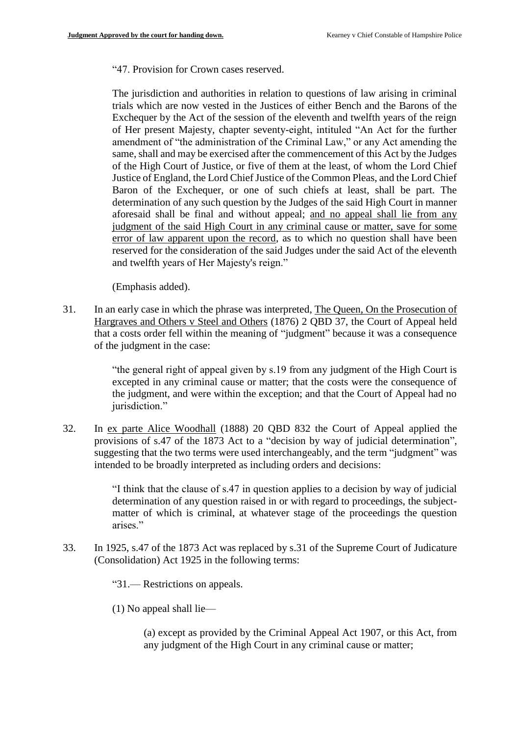> "47. Provision for Crown cases reserved.
>
> The jurisdiction and authorities in relation to questions of law arising in criminal trials which are now vested in the Justices of either Bench and the Barons of the Exchequer by the Act of the session of the eleventh and twelfth years of the reign of Her present Majesty, chapter seventy-eight, intituled "An Act for the further amendment of "the administration of the Criminal Law," or any Act amending the same, shall and may be exercised after the commencement of this Act by the Judges of the High Court of Justice, or five of them at the least, of whom the Lord Chief Justice of England, the Lord Chief Justice of the Common Pleas, and the Lord Chief Baron of the Exchequer, or one of such chiefs at least, shall be part. The determination of any such question by the Judges of the said High Court in manner aforesaid shall be final and without appeal; <u>and no appeal shall lie from any judgment of the said High Court in any criminal cause or matter, save for some error of law apparent upon the record</u>, as to which no question shall have been reserved for the consideration of the said Judges under the said Act of the eleventh and twelfth years of Her Majesty's reign."
>
> (Emphasis added).

31. In an early case in which the phrase was interpreted, <u>The Queen, On the Prosecution of Hargraves and Others v Steel and Others</u> (1876) 2 QBD 37, the Court of Appeal held that a costs order fell within the meaning of "judgment" because it was a consequence of the judgment in the case:

> "the general right of appeal given by s.19 from any judgment of the High Court is excepted in any criminal cause or matter; that the costs were the consequence of the judgment, and were within the exception; and that the Court of Appeal had no jurisdiction."

32. In <u>ex parte Alice Woodhall</u> (1888) 20 QBD 832 the Court of Appeal applied the provisions of s.47 of the 1873 Act to a "decision by way of judicial determination", suggesting that the two terms were used interchangeably, and the term "judgment" was intended to be broadly interpreted as including orders and decisions:

> "I think that the clause of s.47 in question applies to a decision by way of judicial determination of any question raised in or with regard to proceedings, the subject-matter of which is criminal, at whatever stage of the proceedings the question arises."

33. In 1925, s.47 of the 1873 Act was replaced by s.31 of the Supreme Court of Judicature (Consolidation) Act 1925 in the following terms:

> "31.— Restrictions on appeals.
>
> (1) No appeal shall lie—
>
> > (a) except as provided by the Criminal Appeal Act 1907, or this Act, from any judgment of the High Court in any criminal cause or matter;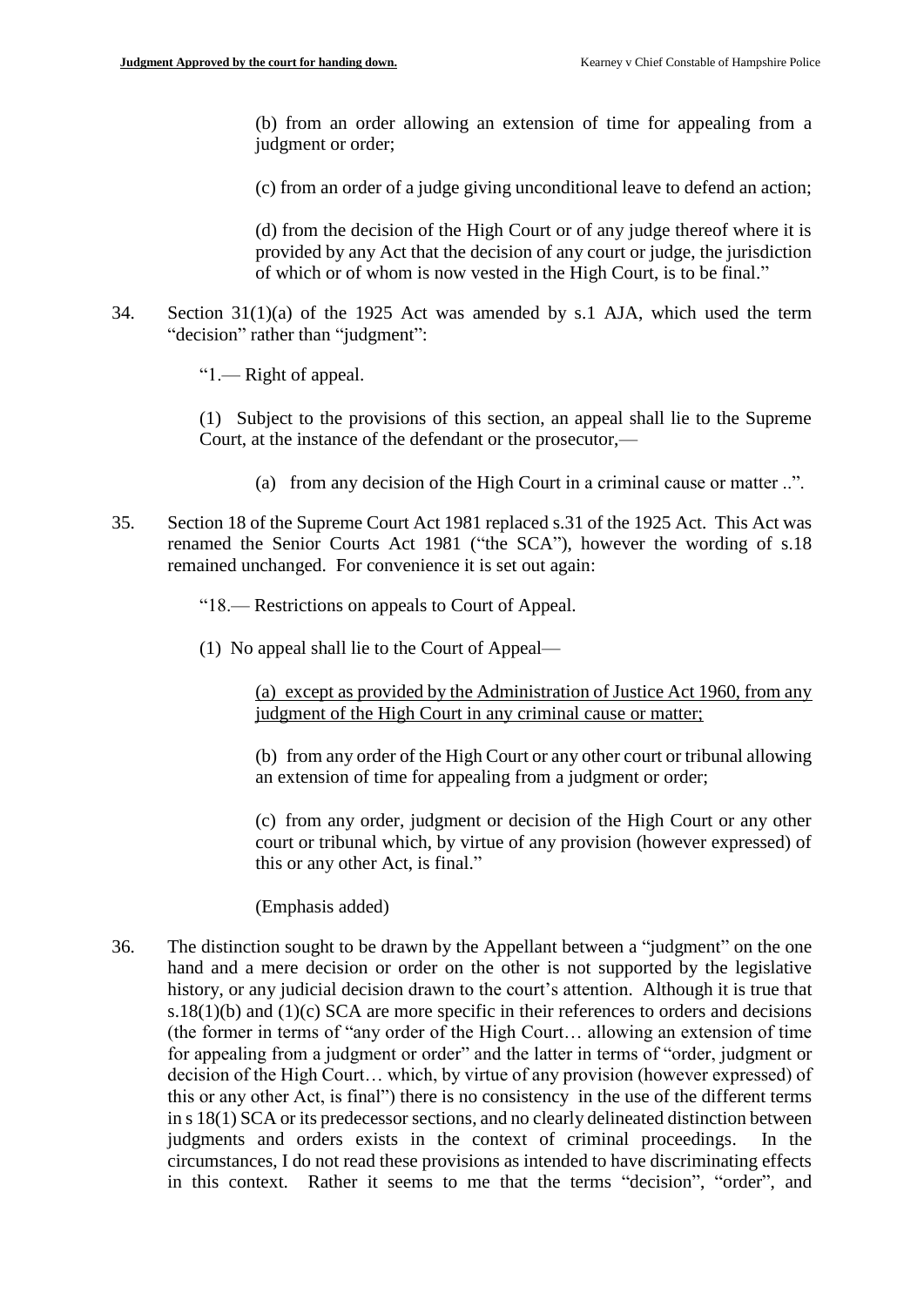(b) from an order allowing an extension of time for appealing from a judgment or order;

(c) from an order of a judge giving unconditional leave to defend an action;

(d) from the decision of the High Court or of any judge thereof where it is provided by any Act that the decision of any court or judge, the jurisdiction of which or of whom is now vested in the High Court, is to be final."

34. Section 31(1)(a) of the 1925 Act was amended by s.1 AJA, which used the term "decision" rather than "judgment":

"1.— Right of appeal.

(1) Subject to the provisions of this section, an appeal shall lie to the Supreme Court, at the instance of the defendant or the prosecutor,—

(a) from any decision of the High Court in a criminal cause or matter ..".

35. Section 18 of the Supreme Court Act 1981 replaced s.31 of the 1925 Act. This Act was renamed the Senior Courts Act 1981 ("the SCA"), however the wording of s.18 remained unchanged. For convenience it is set out again:

"18.— Restrictions on appeals to Court of Appeal.

(1) No appeal shall lie to the Court of Appeal—

<u>(a) except as provided by the Administration of Justice Act 1960, from any judgment of the High Court in any criminal cause or matter;</u>

(b) from any order of the High Court or any other court or tribunal allowing an extension of time for appealing from a judgment or order;

(c) from any order, judgment or decision of the High Court or any other court or tribunal which, by virtue of any provision (however expressed) of this or any other Act, is final."

(Emphasis added)

36. The distinction sought to be drawn by the Appellant between a "judgment" on the one hand and a mere decision or order on the other is not supported by the legislative history, or any judicial decision drawn to the court's attention. Although it is true that s.18(1)(b) and (1)(c) SCA are more specific in their references to orders and decisions (the former in terms of "any order of the High Court… allowing an extension of time for appealing from a judgment or order" and the latter in terms of "order, judgment or decision of the High Court… which, by virtue of any provision (however expressed) of this or any other Act, is final") there is no consistency in the use of the different terms in s 18(1) SCA or its predecessor sections, and no clearly delineated distinction between judgments and orders exists in the context of criminal proceedings. In the circumstances, I do not read these provisions as intended to have discriminating effects in this context. Rather it seems to me that the terms "decision", "order", and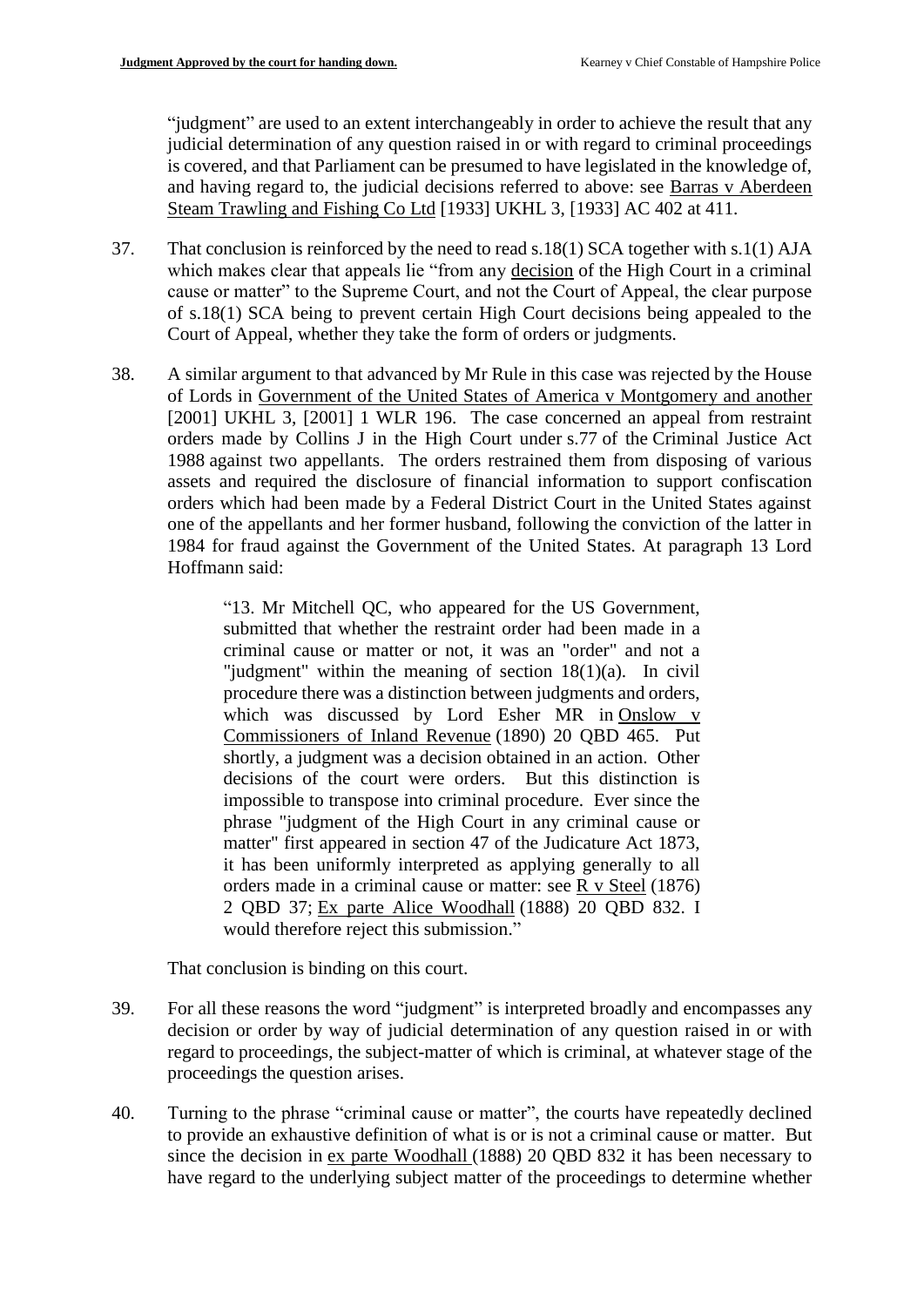"judgment" are used to an extent interchangeably in order to achieve the result that any judicial determination of any question raised in or with regard to criminal proceedings is covered, and that Parliament can be presumed to have legislated in the knowledge of, and having regard to, the judicial decisions referred to above: see Barras v Aberdeen Steam Trawling and Fishing Co Ltd [1933] UKHL 3, [1933] AC 402 at 411.

37. That conclusion is reinforced by the need to read s.18(1) SCA together with s.1(1) AJA which makes clear that appeals lie "from any decision of the High Court in a criminal cause or matter" to the Supreme Court, and not the Court of Appeal, the clear purpose of s.18(1) SCA being to prevent certain High Court decisions being appealed to the Court of Appeal, whether they take the form of orders or judgments.

38. A similar argument to that advanced by Mr Rule in this case was rejected by the House of Lords in Government of the United States of America v Montgomery and another [2001] UKHL 3, [2001] 1 WLR 196. The case concerned an appeal from restraint orders made by Collins J in the High Court under s.77 of the Criminal Justice Act 1988 against two appellants. The orders restrained them from disposing of various assets and required the disclosure of financial information to support confiscation orders which had been made by a Federal District Court in the United States against one of the appellants and her former husband, following the conviction of the latter in 1984 for fraud against the Government of the United States. At paragraph 13 Lord Hoffmann said:

> "13. Mr Mitchell QC, who appeared for the US Government, submitted that whether the restraint order had been made in a criminal cause or matter or not, it was an "order" and not a "judgment" within the meaning of section 18(1)(a). In civil procedure there was a distinction between judgments and orders, which was discussed by Lord Esher MR in Onslow v Commissioners of Inland Revenue (1890) 20 QBD 465. Put shortly, a judgment was a decision obtained in an action. Other decisions of the court were orders. But this distinction is impossible to transpose into criminal procedure. Ever since the phrase "judgment of the High Court in any criminal cause or matter" first appeared in section 47 of the Judicature Act 1873, it has been uniformly interpreted as applying generally to all orders made in a criminal cause or matter: see R v Steel (1876) 2 QBD 37; Ex parte Alice Woodhall (1888) 20 QBD 832. I would therefore reject this submission."

That conclusion is binding on this court.

39. For all these reasons the word "judgment" is interpreted broadly and encompasses any decision or order by way of judicial determination of any question raised in or with regard to proceedings, the subject-matter of which is criminal, at whatever stage of the proceedings the question arises.

40. Turning to the phrase "criminal cause or matter", the courts have repeatedly declined to provide an exhaustive definition of what is or is not a criminal cause or matter. But since the decision in ex parte Woodhall (1888) 20 QBD 832 it has been necessary to have regard to the underlying subject matter of the proceedings to determine whether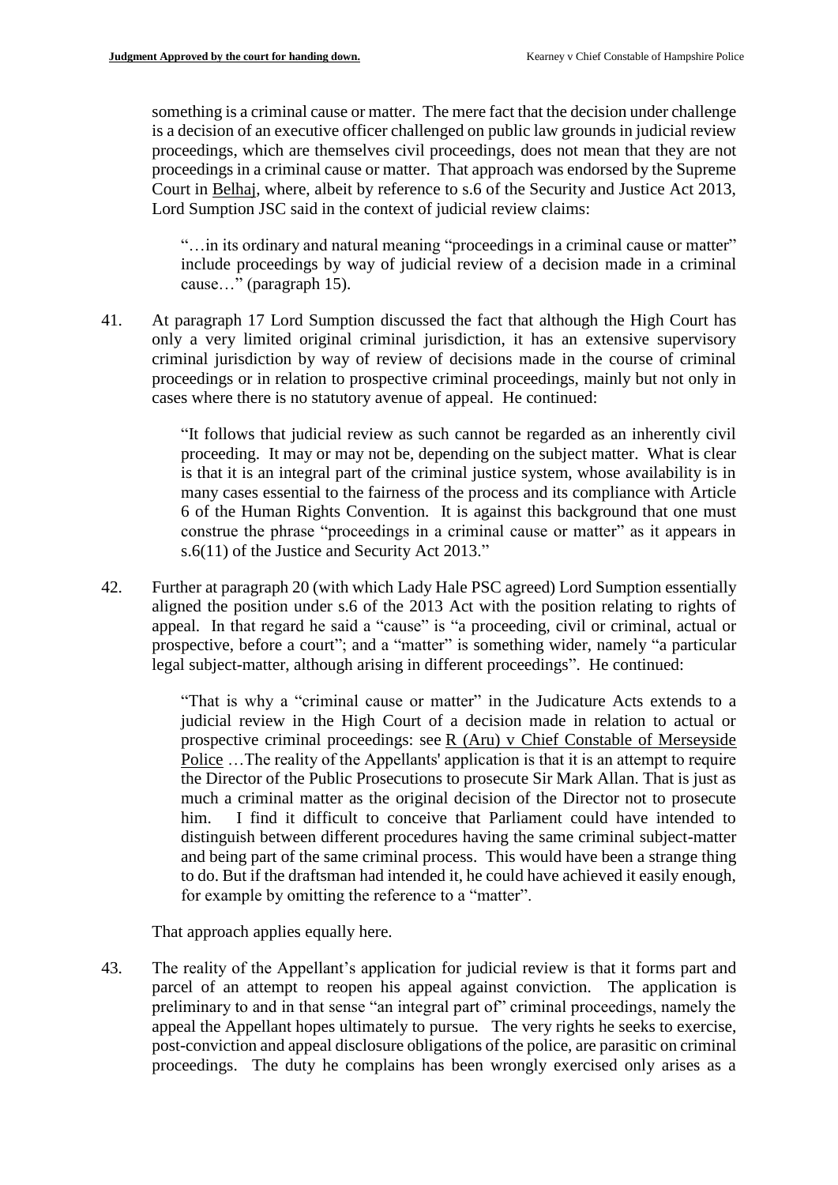something is a criminal cause or matter. The mere fact that the decision under challenge is a decision of an executive officer challenged on public law grounds in judicial review proceedings, which are themselves civil proceedings, does not mean that they are not proceedings in a criminal cause or matter. That approach was endorsed by the Supreme Court in Belhaj, where, albeit by reference to s.6 of the Security and Justice Act 2013, Lord Sumption JSC said in the context of judicial review claims:

> "…in its ordinary and natural meaning "proceedings in a criminal cause or matter" include proceedings by way of judicial review of a decision made in a criminal cause…" (paragraph 15).

41. At paragraph 17 Lord Sumption discussed the fact that although the High Court has only a very limited original criminal jurisdiction, it has an extensive supervisory criminal jurisdiction by way of review of decisions made in the course of criminal proceedings or in relation to prospective criminal proceedings, mainly but not only in cases where there is no statutory avenue of appeal. He continued:

> "It follows that judicial review as such cannot be regarded as an inherently civil proceeding. It may or may not be, depending on the subject matter. What is clear is that it is an integral part of the criminal justice system, whose availability is in many cases essential to the fairness of the process and its compliance with Article 6 of the Human Rights Convention. It is against this background that one must construe the phrase "proceedings in a criminal cause or matter" as it appears in s.6(11) of the Justice and Security Act 2013."

42. Further at paragraph 20 (with which Lady Hale PSC agreed) Lord Sumption essentially aligned the position under s.6 of the 2013 Act with the position relating to rights of appeal. In that regard he said a "cause" is "a proceeding, civil or criminal, actual or prospective, before a court"; and a "matter" is something wider, namely "a particular legal subject-matter, although arising in different proceedings". He continued:

> "That is why a "criminal cause or matter" in the Judicature Acts extends to a judicial review in the High Court of a decision made in relation to actual or prospective criminal proceedings: see R (Aru) v Chief Constable of Merseyside Police …The reality of the Appellants' application is that it is an attempt to require the Director of the Public Prosecutions to prosecute Sir Mark Allan. That is just as much a criminal matter as the original decision of the Director not to prosecute him. I find it difficult to conceive that Parliament could have intended to distinguish between different procedures having the same criminal subject-matter and being part of the same criminal process. This would have been a strange thing to do. But if the draftsman had intended it, he could have achieved it easily enough, for example by omitting the reference to a "matter".

That approach applies equally here.

43. The reality of the Appellant's application for judicial review is that it forms part and parcel of an attempt to reopen his appeal against conviction. The application is preliminary to and in that sense "an integral part of" criminal proceedings, namely the appeal the Appellant hopes ultimately to pursue. The very rights he seeks to exercise, post-conviction and appeal disclosure obligations of the police, are parasitic on criminal proceedings. The duty he complains has been wrongly exercised only arises as a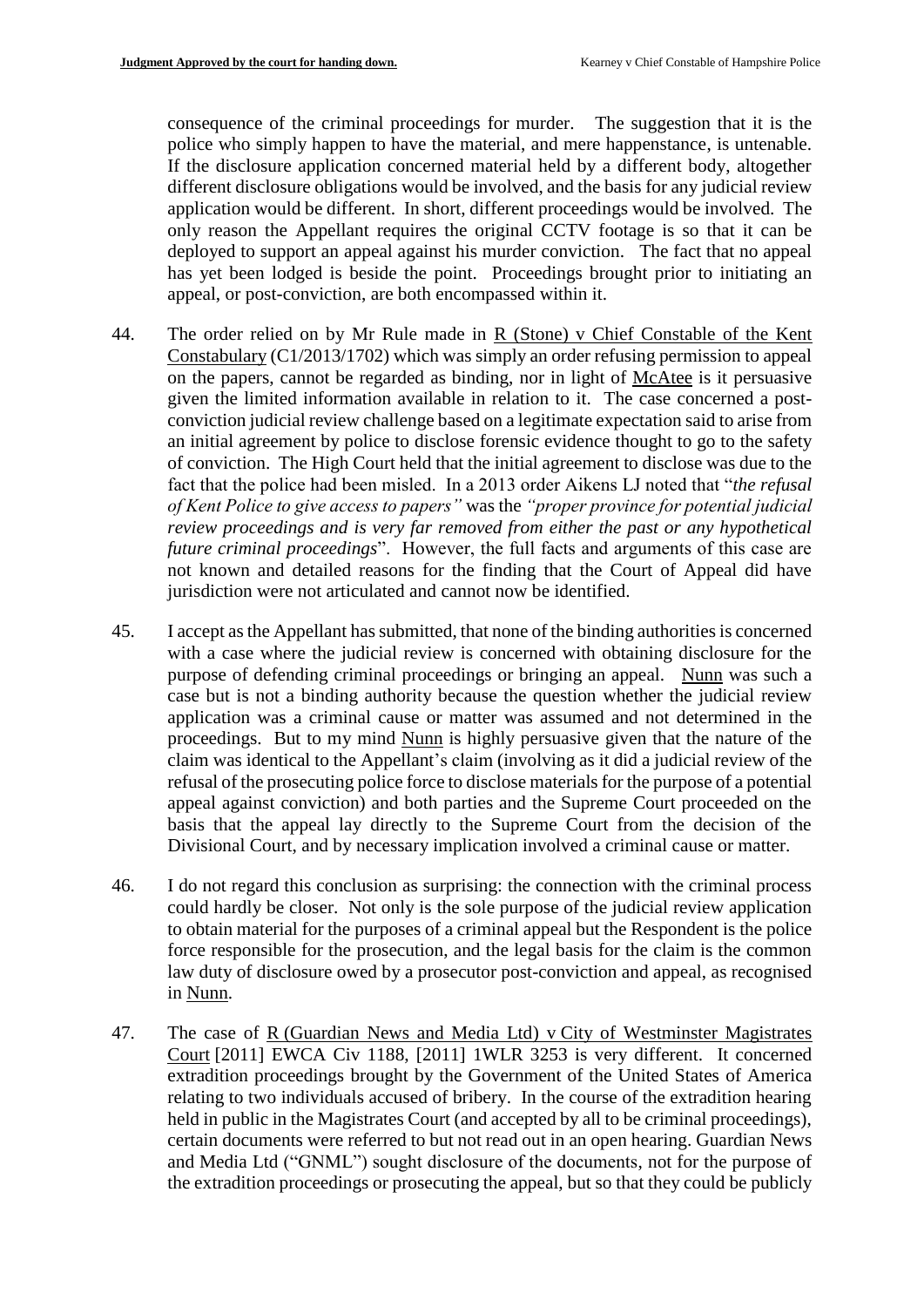consequence of the criminal proceedings for murder. The suggestion that it is the police who simply happen to have the material, and mere happenstance, is untenable. If the disclosure application concerned material held by a different body, altogether different disclosure obligations would be involved, and the basis for any judicial review application would be different. In short, different proceedings would be involved. The only reason the Appellant requires the original CCTV footage is so that it can be deployed to support an appeal against his murder conviction. The fact that no appeal has yet been lodged is beside the point. Proceedings brought prior to initiating an appeal, or post-conviction, are both encompassed within it.

44. The order relied on by Mr Rule made in R (Stone) v Chief Constable of the Kent Constabulary (C1/2013/1702) which was simply an order refusing permission to appeal on the papers, cannot be regarded as binding, nor in light of McAtee is it persuasive given the limited information available in relation to it. The case concerned a post-conviction judicial review challenge based on a legitimate expectation said to arise from an initial agreement by police to disclose forensic evidence thought to go to the safety of conviction. The High Court held that the initial agreement to disclose was due to the fact that the police had been misled. In a 2013 order Aikens LJ noted that "*the refusal of Kent Police to give access to papers"* was the *"proper province for potential judicial review proceedings and is very far removed from either the past or any hypothetical future criminal proceedings*". However, the full facts and arguments of this case are not known and detailed reasons for the finding that the Court of Appeal did have jurisdiction were not articulated and cannot now be identified.

45. I accept as the Appellant has submitted, that none of the binding authorities is concerned with a case where the judicial review is concerned with obtaining disclosure for the purpose of defending criminal proceedings or bringing an appeal. Nunn was such a case but is not a binding authority because the question whether the judicial review application was a criminal cause or matter was assumed and not determined in the proceedings. But to my mind Nunn is highly persuasive given that the nature of the claim was identical to the Appellant's claim (involving as it did a judicial review of the refusal of the prosecuting police force to disclose materials for the purpose of a potential appeal against conviction) and both parties and the Supreme Court proceeded on the basis that the appeal lay directly to the Supreme Court from the decision of the Divisional Court, and by necessary implication involved a criminal cause or matter.

46. I do not regard this conclusion as surprising: the connection with the criminal process could hardly be closer. Not only is the sole purpose of the judicial review application to obtain material for the purposes of a criminal appeal but the Respondent is the police force responsible for the prosecution, and the legal basis for the claim is the common law duty of disclosure owed by a prosecutor post-conviction and appeal, as recognised in Nunn.

47. The case of R (Guardian News and Media Ltd) v City of Westminster Magistrates Court [2011] EWCA Civ 1188, [2011] 1WLR 3253 is very different. It concerned extradition proceedings brought by the Government of the United States of America relating to two individuals accused of bribery. In the course of the extradition hearing held in public in the Magistrates Court (and accepted by all to be criminal proceedings), certain documents were referred to but not read out in an open hearing. Guardian News and Media Ltd ("GNML") sought disclosure of the documents, not for the purpose of the extradition proceedings or prosecuting the appeal, but so that they could be publicly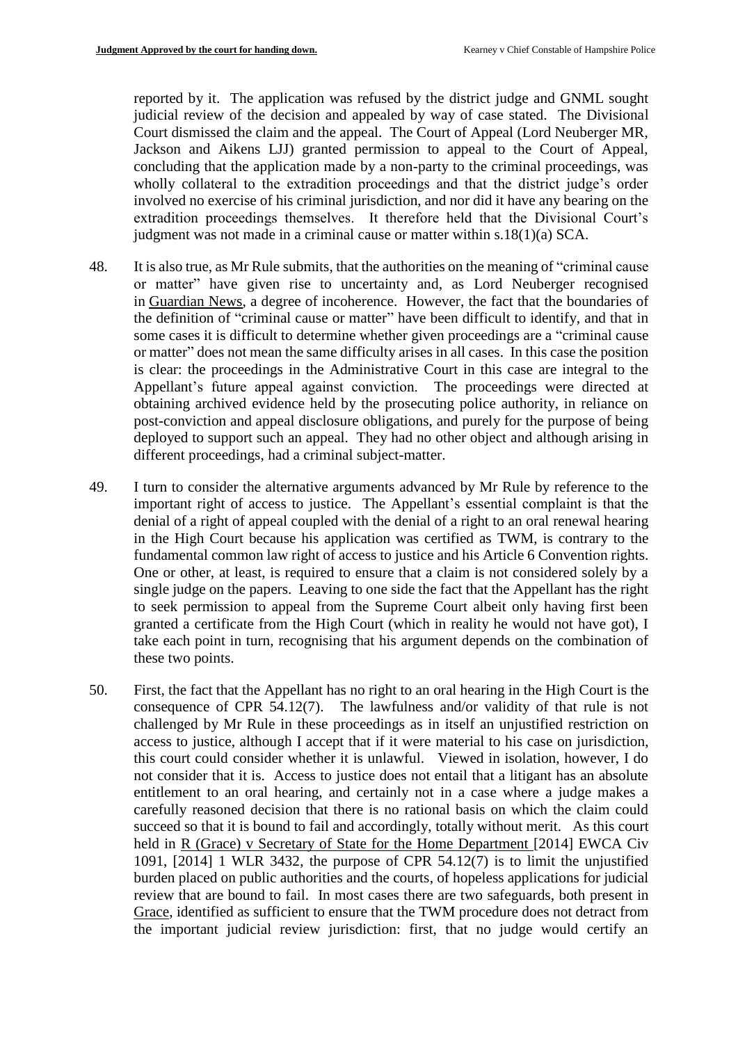reported by it. The application was refused by the district judge and GNML sought judicial review of the decision and appealed by way of case stated. The Divisional Court dismissed the claim and the appeal. The Court of Appeal (Lord Neuberger MR, Jackson and Aikens LJJ) granted permission to appeal to the Court of Appeal, concluding that the application made by a non-party to the criminal proceedings, was wholly collateral to the extradition proceedings and that the district judge's order involved no exercise of his criminal jurisdiction, and nor did it have any bearing on the extradition proceedings themselves. It therefore held that the Divisional Court's judgment was not made in a criminal cause or matter within s.18(1)(a) SCA.

48. It is also true, as Mr Rule submits, that the authorities on the meaning of "criminal cause or matter" have given rise to uncertainty and, as Lord Neuberger recognised in Guardian News, a degree of incoherence. However, the fact that the boundaries of the definition of "criminal cause or matter" have been difficult to identify, and that in some cases it is difficult to determine whether given proceedings are a "criminal cause or matter" does not mean the same difficulty arises in all cases. In this case the position is clear: the proceedings in the Administrative Court in this case are integral to the Appellant's future appeal against conviction. The proceedings were directed at obtaining archived evidence held by the prosecuting police authority, in reliance on post-conviction and appeal disclosure obligations, and purely for the purpose of being deployed to support such an appeal. They had no other object and although arising in different proceedings, had a criminal subject-matter.

49. I turn to consider the alternative arguments advanced by Mr Rule by reference to the important right of access to justice. The Appellant's essential complaint is that the denial of a right of appeal coupled with the denial of a right to an oral renewal hearing in the High Court because his application was certified as TWM, is contrary to the fundamental common law right of access to justice and his Article 6 Convention rights. One or other, at least, is required to ensure that a claim is not considered solely by a single judge on the papers. Leaving to one side the fact that the Appellant has the right to seek permission to appeal from the Supreme Court albeit only having first been granted a certificate from the High Court (which in reality he would not have got), I take each point in turn, recognising that his argument depends on the combination of these two points.

50. First, the fact that the Appellant has no right to an oral hearing in the High Court is the consequence of CPR 54.12(7). The lawfulness and/or validity of that rule is not challenged by Mr Rule in these proceedings as in itself an unjustified restriction on access to justice, although I accept that if it were material to his case on jurisdiction, this court could consider whether it is unlawful. Viewed in isolation, however, I do not consider that it is. Access to justice does not entail that a litigant has an absolute entitlement to an oral hearing, and certainly not in a case where a judge makes a carefully reasoned decision that there is no rational basis on which the claim could succeed so that it is bound to fail and accordingly, totally without merit. As this court held in R (Grace) v Secretary of State for the Home Department [2014] EWCA Civ 1091, [2014] 1 WLR 3432, the purpose of CPR 54.12(7) is to limit the unjustified burden placed on public authorities and the courts, of hopeless applications for judicial review that are bound to fail. In most cases there are two safeguards, both present in Grace, identified as sufficient to ensure that the TWM procedure does not detract from the important judicial review jurisdiction: first, that no judge would certify an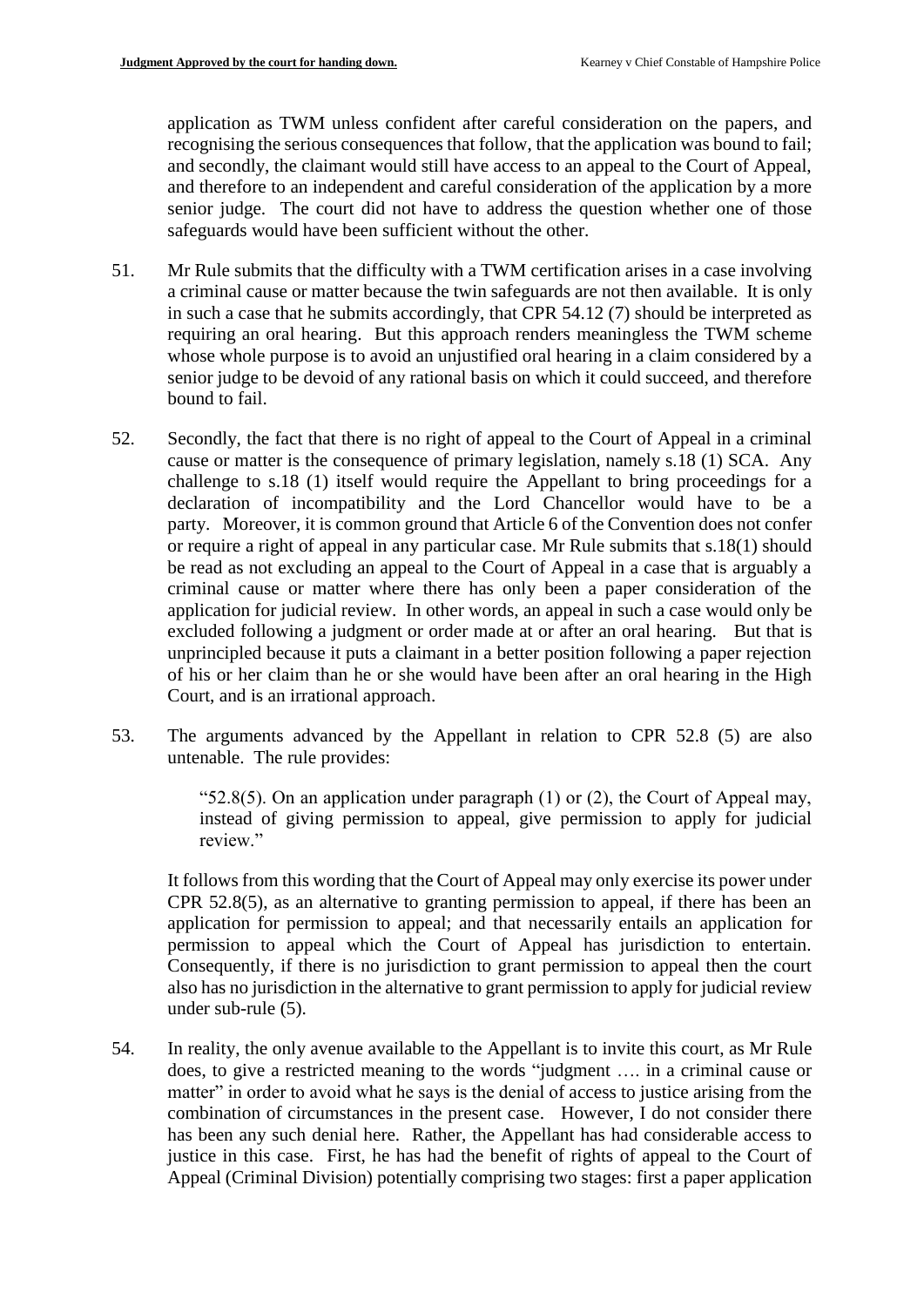application as TWM unless confident after careful consideration on the papers, and recognising the serious consequences that follow, that the application was bound to fail; and secondly, the claimant would still have access to an appeal to the Court of Appeal, and therefore to an independent and careful consideration of the application by a more senior judge. The court did not have to address the question whether one of those safeguards would have been sufficient without the other.

51. Mr Rule submits that the difficulty with a TWM certification arises in a case involving a criminal cause or matter because the twin safeguards are not then available. It is only in such a case that he submits accordingly, that CPR 54.12 (7) should be interpreted as requiring an oral hearing. But this approach renders meaningless the TWM scheme whose whole purpose is to avoid an unjustified oral hearing in a claim considered by a senior judge to be devoid of any rational basis on which it could succeed, and therefore bound to fail.

52. Secondly, the fact that there is no right of appeal to the Court of Appeal in a criminal cause or matter is the consequence of primary legislation, namely s.18 (1) SCA. Any challenge to s.18 (1) itself would require the Appellant to bring proceedings for a declaration of incompatibility and the Lord Chancellor would have to be a party. Moreover, it is common ground that Article 6 of the Convention does not confer or require a right of appeal in any particular case. Mr Rule submits that s.18(1) should be read as not excluding an appeal to the Court of Appeal in a case that is arguably a criminal cause or matter where there has only been a paper consideration of the application for judicial review. In other words, an appeal in such a case would only be excluded following a judgment or order made at or after an oral hearing. But that is unprincipled because it puts a claimant in a better position following a paper rejection of his or her claim than he or she would have been after an oral hearing in the High Court, and is an irrational approach.

53. The arguments advanced by the Appellant in relation to CPR 52.8 (5) are also untenable. The rule provides:

> "52.8(5). On an application under paragraph (1) or (2), the Court of Appeal may, instead of giving permission to appeal, give permission to apply for judicial review."

It follows from this wording that the Court of Appeal may only exercise its power under CPR 52.8(5), as an alternative to granting permission to appeal, if there has been an application for permission to appeal; and that necessarily entails an application for permission to appeal which the Court of Appeal has jurisdiction to entertain. Consequently, if there is no jurisdiction to grant permission to appeal then the court also has no jurisdiction in the alternative to grant permission to apply for judicial review under sub-rule (5).

54. In reality, the only avenue available to the Appellant is to invite this court, as Mr Rule does, to give a restricted meaning to the words "judgment …. in a criminal cause or matter" in order to avoid what he says is the denial of access to justice arising from the combination of circumstances in the present case. However, I do not consider there has been any such denial here. Rather, the Appellant has had considerable access to justice in this case. First, he has had the benefit of rights of appeal to the Court of Appeal (Criminal Division) potentially comprising two stages: first a paper application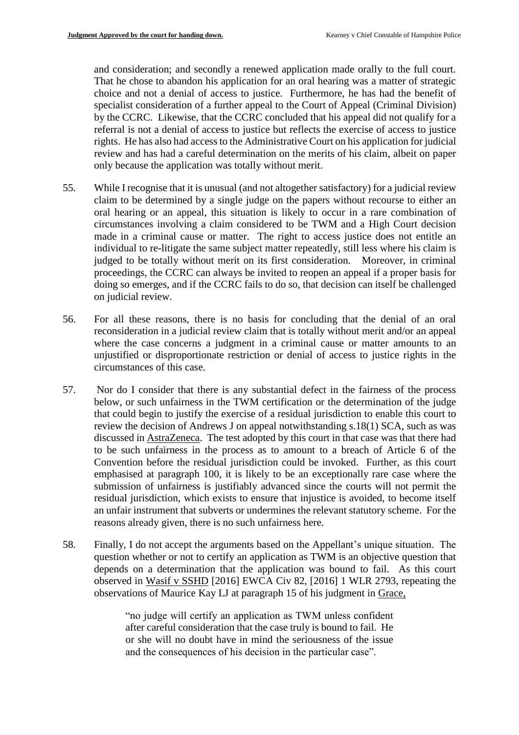and consideration; and secondly a renewed application made orally to the full court. That he chose to abandon his application for an oral hearing was a matter of strategic choice and not a denial of access to justice. Furthermore, he has had the benefit of specialist consideration of a further appeal to the Court of Appeal (Criminal Division) by the CCRC. Likewise, that the CCRC concluded that his appeal did not qualify for a referral is not a denial of access to justice but reflects the exercise of access to justice rights. He has also had access to the Administrative Court on his application for judicial review and has had a careful determination on the merits of his claim, albeit on paper only because the application was totally without merit.

55. While I recognise that it is unusual (and not altogether satisfactory) for a judicial review claim to be determined by a single judge on the papers without recourse to either an oral hearing or an appeal, this situation is likely to occur in a rare combination of circumstances involving a claim considered to be TWM and a High Court decision made in a criminal cause or matter. The right to access justice does not entitle an individual to re-litigate the same subject matter repeatedly, still less where his claim is judged to be totally without merit on its first consideration. Moreover, in criminal proceedings, the CCRC can always be invited to reopen an appeal if a proper basis for doing so emerges, and if the CCRC fails to do so, that decision can itself be challenged on judicial review.

56. For all these reasons, there is no basis for concluding that the denial of an oral reconsideration in a judicial review claim that is totally without merit and/or an appeal where the case concerns a judgment in a criminal cause or matter amounts to an unjustified or disproportionate restriction or denial of access to justice rights in the circumstances of this case.

57. Nor do I consider that there is any substantial defect in the fairness of the process below, or such unfairness in the TWM certification or the determination of the judge that could begin to justify the exercise of a residual jurisdiction to enable this court to review the decision of Andrews J on appeal notwithstanding s.18(1) SCA, such as was discussed in AstraZeneca. The test adopted by this court in that case was that there had to be such unfairness in the process as to amount to a breach of Article 6 of the Convention before the residual jurisdiction could be invoked. Further, as this court emphasised at paragraph 100, it is likely to be an exceptionally rare case where the submission of unfairness is justifiably advanced since the courts will not permit the residual jurisdiction, which exists to ensure that injustice is avoided, to become itself an unfair instrument that subverts or undermines the relevant statutory scheme. For the reasons already given, there is no such unfairness here.

58. Finally, I do not accept the arguments based on the Appellant's unique situation. The question whether or not to certify an application as TWM is an objective question that depends on a determination that the application was bound to fail. As this court observed in Wasif v SSHD [2016] EWCA Civ 82, [2016] 1 WLR 2793, repeating the observations of Maurice Kay LJ at paragraph 15 of his judgment in Grace,

> "no judge will certify an application as TWM unless confident after careful consideration that the case truly is bound to fail. He or she will no doubt have in mind the seriousness of the issue and the consequences of his decision in the particular case".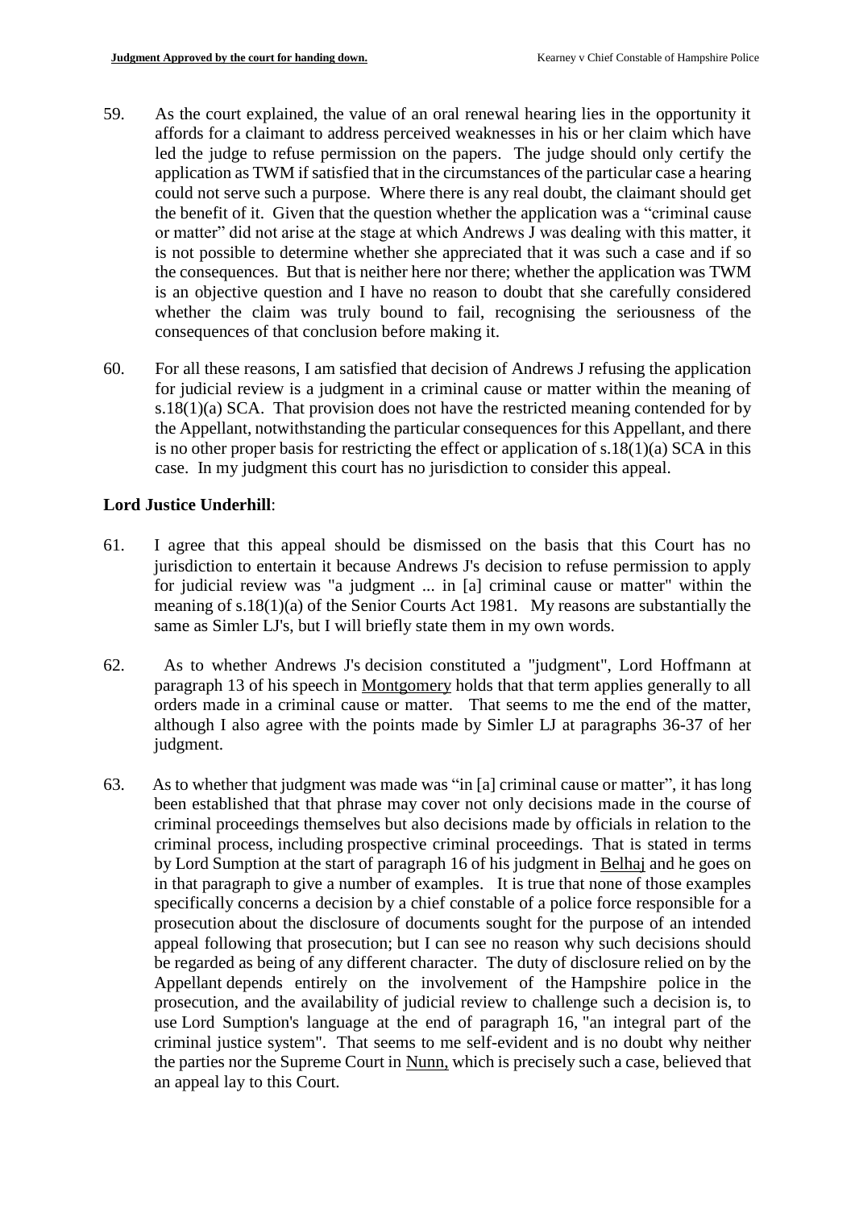59. As the court explained, the value of an oral renewal hearing lies in the opportunity it affords for a claimant to address perceived weaknesses in his or her claim which have led the judge to refuse permission on the papers. The judge should only certify the application as TWM if satisfied that in the circumstances of the particular case a hearing could not serve such a purpose. Where there is any real doubt, the claimant should get the benefit of it. Given that the question whether the application was a "criminal cause or matter" did not arise at the stage at which Andrews J was dealing with this matter, it is not possible to determine whether she appreciated that it was such a case and if so the consequences. But that is neither here nor there; whether the application was TWM is an objective question and I have no reason to doubt that she carefully considered whether the claim was truly bound to fail, recognising the seriousness of the consequences of that conclusion before making it.

60. For all these reasons, I am satisfied that decision of Andrews J refusing the application for judicial review is a judgment in a criminal cause or matter within the meaning of s.18(1)(a) SCA. That provision does not have the restricted meaning contended for by the Appellant, notwithstanding the particular consequences for this Appellant, and there is no other proper basis for restricting the effect or application of s.18(1)(a) SCA in this case. In my judgment this court has no jurisdiction to consider this appeal.

**Lord Justice Underhill**:

61. I agree that this appeal should be dismissed on the basis that this Court has no jurisdiction to entertain it because Andrews J's decision to refuse permission to apply for judicial review was "a judgment ... in [a] criminal cause or matter" within the meaning of s.18(1)(a) of the Senior Courts Act 1981. My reasons are substantially the same as Simler LJ's, but I will briefly state them in my own words.

62. As to whether Andrews J's decision constituted a "judgment", Lord Hoffmann at paragraph 13 of his speech in Montgomery holds that that term applies generally to all orders made in a criminal cause or matter. That seems to me the end of the matter, although I also agree with the points made by Simler LJ at paragraphs 36-37 of her judgment.

63. As to whether that judgment was made was "in [a] criminal cause or matter", it has long been established that that phrase may cover not only decisions made in the course of criminal proceedings themselves but also decisions made by officials in relation to the criminal process, including prospective criminal proceedings. That is stated in terms by Lord Sumption at the start of paragraph 16 of his judgment in Belhaj and he goes on in that paragraph to give a number of examples. It is true that none of those examples specifically concerns a decision by a chief constable of a police force responsible for a prosecution about the disclosure of documents sought for the purpose of an intended appeal following that prosecution; but I can see no reason why such decisions should be regarded as being of any different character. The duty of disclosure relied on by the Appellant depends entirely on the involvement of the Hampshire police in the prosecution, and the availability of judicial review to challenge such a decision is, to use Lord Sumption's language at the end of paragraph 16, "an integral part of the criminal justice system". That seems to me self-evident and is no doubt why neither the parties nor the Supreme Court in Nunn, which is precisely such a case, believed that an appeal lay to this Court.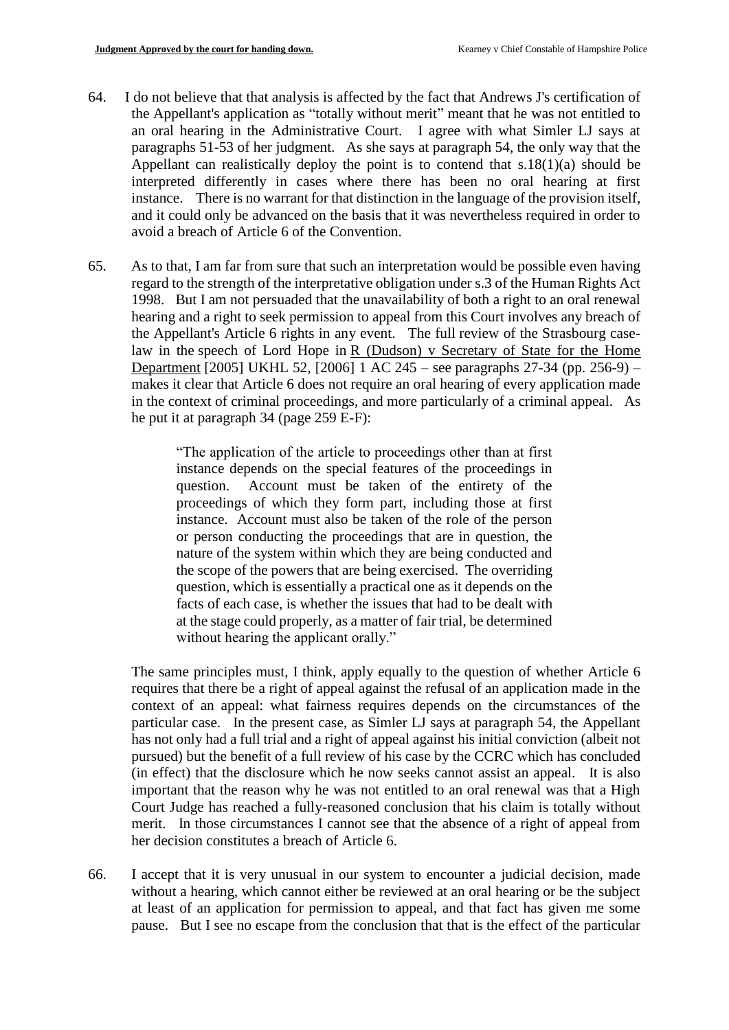64. I do not believe that that analysis is affected by the fact that Andrews J's certification of the Appellant's application as "totally without merit" meant that he was not entitled to an oral hearing in the Administrative Court. I agree with what Simler LJ says at paragraphs 51-53 of her judgment. As she says at paragraph 54, the only way that the Appellant can realistically deploy the point is to contend that s.18(1)(a) should be interpreted differently in cases where there has been no oral hearing at first instance. There is no warrant for that distinction in the language of the provision itself, and it could only be advanced on the basis that it was nevertheless required in order to avoid a breach of Article 6 of the Convention.

65. As to that, I am far from sure that such an interpretation would be possible even having regard to the strength of the interpretative obligation under s.3 of the Human Rights Act 1998. But I am not persuaded that the unavailability of both a right to an oral renewal hearing and a right to seek permission to appeal from this Court involves any breach of the Appellant's Article 6 rights in any event. The full review of the Strasbourg case-law in the speech of Lord Hope in R (Dudson) v Secretary of State for the Home Department [2005] UKHL 52, [2006] 1 AC 245 – see paragraphs 27-34 (pp. 256-9) – makes it clear that Article 6 does not require an oral hearing of every application made in the context of criminal proceedings, and more particularly of a criminal appeal. As he put it at paragraph 34 (page 259 E-F):

> "The application of the article to proceedings other than at first instance depends on the special features of the proceedings in question. Account must be taken of the entirety of the proceedings of which they form part, including those at first instance. Account must also be taken of the role of the person or person conducting the proceedings that are in question, the nature of the system within which they are being conducted and the scope of the powers that are being exercised. The overriding question, which is essentially a practical one as it depends on the facts of each case, is whether the issues that had to be dealt with at the stage could properly, as a matter of fair trial, be determined without hearing the applicant orally."

The same principles must, I think, apply equally to the question of whether Article 6 requires that there be a right of appeal against the refusal of an application made in the context of an appeal: what fairness requires depends on the circumstances of the particular case. In the present case, as Simler LJ says at paragraph 54, the Appellant has not only had a full trial and a right of appeal against his initial conviction (albeit not pursued) but the benefit of a full review of his case by the CCRC which has concluded (in effect) that the disclosure which he now seeks cannot assist an appeal. It is also important that the reason why he was not entitled to an oral renewal was that a High Court Judge has reached a fully-reasoned conclusion that his claim is totally without merit. In those circumstances I cannot see that the absence of a right of appeal from her decision constitutes a breach of Article 6.

66. I accept that it is very unusual in our system to encounter a judicial decision, made without a hearing, which cannot either be reviewed at an oral hearing or be the subject at least of an application for permission to appeal, and that fact has given me some pause. But I see no escape from the conclusion that that is the effect of the particular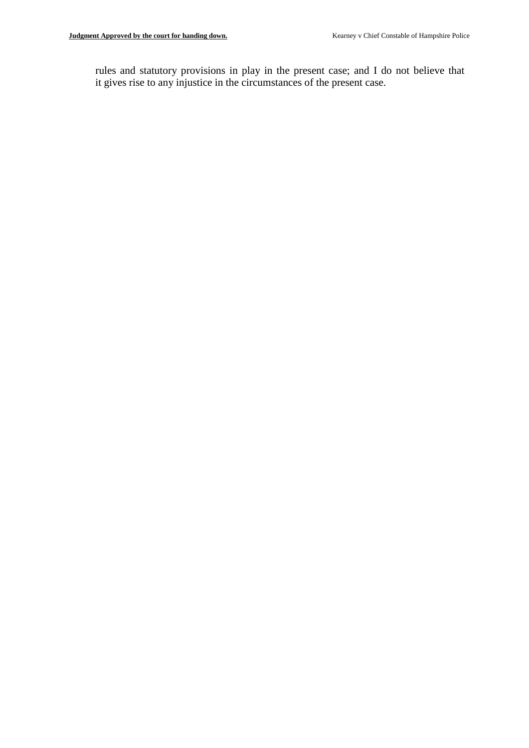rules and statutory provisions in play in the present case; and I do not believe that it gives rise to any injustice in the circumstances of the present case.